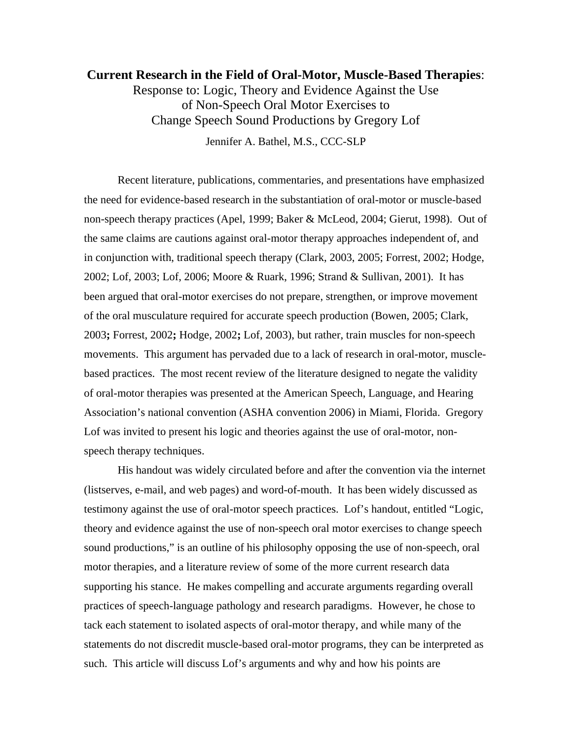# **Current Research in the Field of Oral-Motor, Muscle-Based Therapies**:

Response to: Logic, Theory and Evidence Against the Use of Non-Speech Oral Motor Exercises to Change Speech Sound Productions by Gregory Lof

Jennifer A. Bathel, M.S., CCC-SLP

Recent literature, publications, commentaries, and presentations have emphasized the need for evidence-based research in the substantiation of oral-motor or muscle-based non-speech therapy practices (Apel, 1999; Baker & McLeod, 2004; Gierut, 1998). Out of the same claims are cautions against oral-motor therapy approaches independent of, and in conjunction with, traditional speech therapy (Clark, 2003, 2005; Forrest, 2002; Hodge, 2002; Lof, 2003; Lof, 2006; Moore & Ruark, 1996; Strand & Sullivan, 2001). It has been argued that oral-motor exercises do not prepare, strengthen, or improve movement of the oral musculature required for accurate speech production (Bowen, 2005; Clark, 2003**;** Forrest, 2002**;** Hodge, 2002**;** Lof, 2003), but rather, train muscles for non-speech movements. This argument has pervaded due to a lack of research in oral-motor, muscle-based practices. The most recent review of the literature designed to negate the validity of oral-motor therapies was presented at the American Speech, Language, and Hearing Association's national convention (ASHA convention 2006) in Miami, Florida. Gregory Lof was invited to present his logic and theories against the use of oral-motor, non-speech therapy techniques.

His handout was widely circulated before and after the convention via the internet (listserves, e-mail, and web pages) and word-of-mouth. It has been widely discussed as testimony against the use of oral-motor speech practices. Lof's handout, entitled "Logic, theory and evidence against the use of non-speech oral motor exercises to change speech sound productions," is an outline of his philosophy opposing the use of non-speech, oral motor therapies, and a literature review of some of the more current research data supporting his stance. He makes compelling and accurate arguments regarding overall practices of speech-language pathology and research paradigms. However, he chose to tack each statement to isolated aspects of oral-motor therapy, and while many of the statements do not discredit muscle-based oral-motor programs, they can be interpreted as such. This article will discuss Lof's arguments and why and how his points are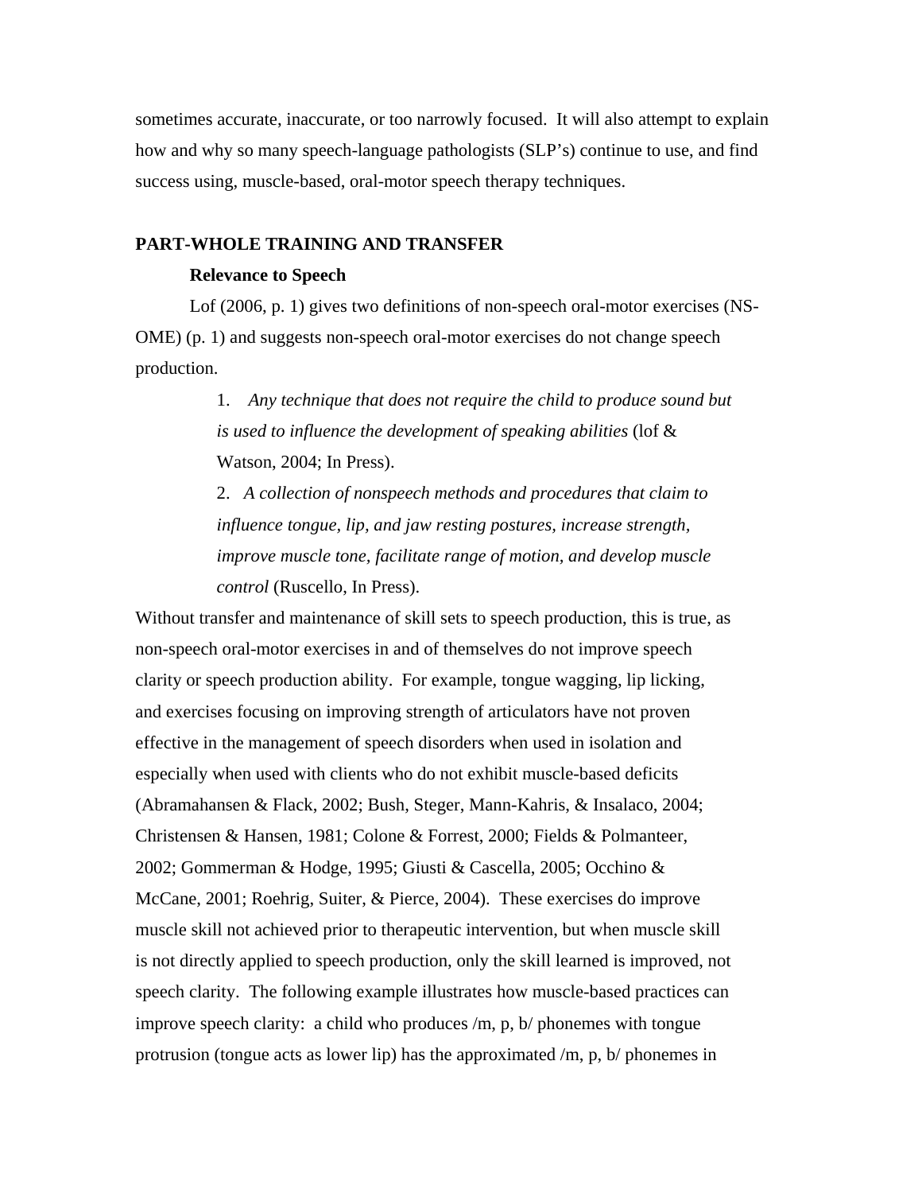sometimes accurate, inaccurate, or too narrowly focused. It will also attempt to explain how and why so many speech-language pathologists (SLP's) continue to use, and find success using, muscle-based, oral-motor speech therapy techniques.

## PART-WHOLE TRAINING AND TRANSFER

### Relevance to Speech

Lof (2006, p. 1) gives two definitions of non-speech oral-motor exercises (NS-OME) (p. 1) and suggests non-speech oral-motor exercises do not change speech production.

> 1. *Any technique that does not require the child to produce sound but is used to influence the development of speaking abilities* (lof & Watson, 2004; In Press).
>
> 2. *A collection of nonspeech methods and procedures that claim to influence tongue, lip, and jaw resting postures, increase strength, improve muscle tone, facilitate range of motion, and develop muscle control* (Ruscello, In Press).

Without transfer and maintenance of skill sets to speech production, this is true, as non-speech oral-motor exercises in and of themselves do not improve speech clarity or speech production ability. For example, tongue wagging, lip licking, and exercises focusing on improving strength of articulators have not proven effective in the management of speech disorders when used in isolation and especially when used with clients who do not exhibit muscle-based deficits (Abramahansen & Flack, 2002; Bush, Steger, Mann-Kahris, & Insalaco, 2004; Christensen & Hansen, 1981; Colone & Forrest, 2000; Fields & Polmanteer, 2002; Gommerman & Hodge, 1995; Giusti & Cascella, 2005; Occhino & McCane, 2001; Roehrig, Suiter, & Pierce, 2004). These exercises do improve muscle skill not achieved prior to therapeutic intervention, but when muscle skill is not directly applied to speech production, only the skill learned is improved, not speech clarity. The following example illustrates how muscle-based practices can improve speech clarity: a child who produces /m, p, b/ phonemes with tongue protrusion (tongue acts as lower lip) has the approximated /m, p, b/ phonemes in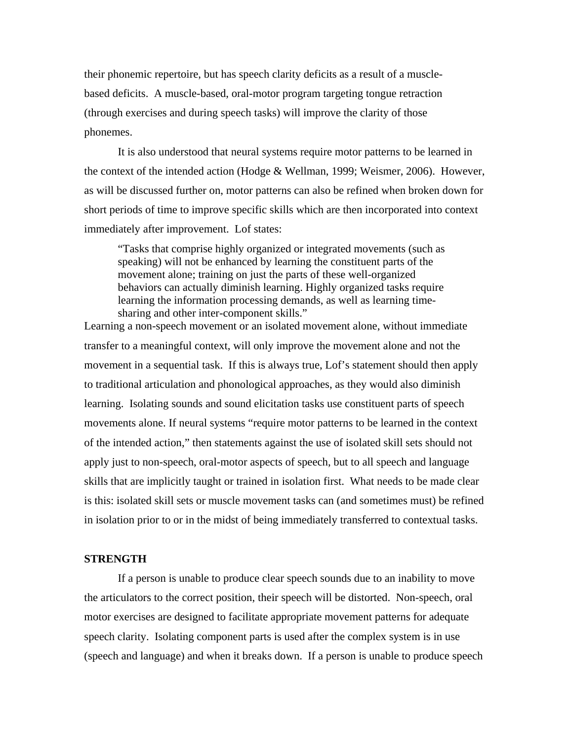their phonemic repertoire, but has speech clarity deficits as a result of a muscle-based deficits. A muscle-based, oral-motor program targeting tongue retraction (through exercises and during speech tasks) will improve the clarity of those phonemes.

It is also understood that neural systems require motor patterns to be learned in the context of the intended action (Hodge & Wellman, 1999; Weismer, 2006). However, as will be discussed further on, motor patterns can also be refined when broken down for short periods of time to improve specific skills which are then incorporated into context immediately after improvement. Lof states:

> "Tasks that comprise highly organized or integrated movements (such as speaking) will not be enhanced by learning the constituent parts of the movement alone; training on just the parts of these well-organized behaviors can actually diminish learning. Highly organized tasks require learning the information processing demands, as well as learning time-sharing and other inter-component skills."

Learning a non-speech movement or an isolated movement alone, without immediate transfer to a meaningful context, will only improve the movement alone and not the movement in a sequential task. If this is always true, Lof's statement should then apply to traditional articulation and phonological approaches, as they would also diminish learning. Isolating sounds and sound elicitation tasks use constituent parts of speech movements alone. If neural systems "require motor patterns to be learned in the context of the intended action," then statements against the use of isolated skill sets should not apply just to non-speech, oral-motor aspects of speech, but to all speech and language skills that are implicitly taught or trained in isolation first. What needs to be made clear is this: isolated skill sets or muscle movement tasks can (and sometimes must) be refined in isolation prior to or in the midst of being immediately transferred to contextual tasks.

**STRENGTH**

If a person is unable to produce clear speech sounds due to an inability to move the articulators to the correct position, their speech will be distorted. Non-speech, oral motor exercises are designed to facilitate appropriate movement patterns for adequate speech clarity. Isolating component parts is used after the complex system is in use (speech and language) and when it breaks down. If a person is unable to produce speech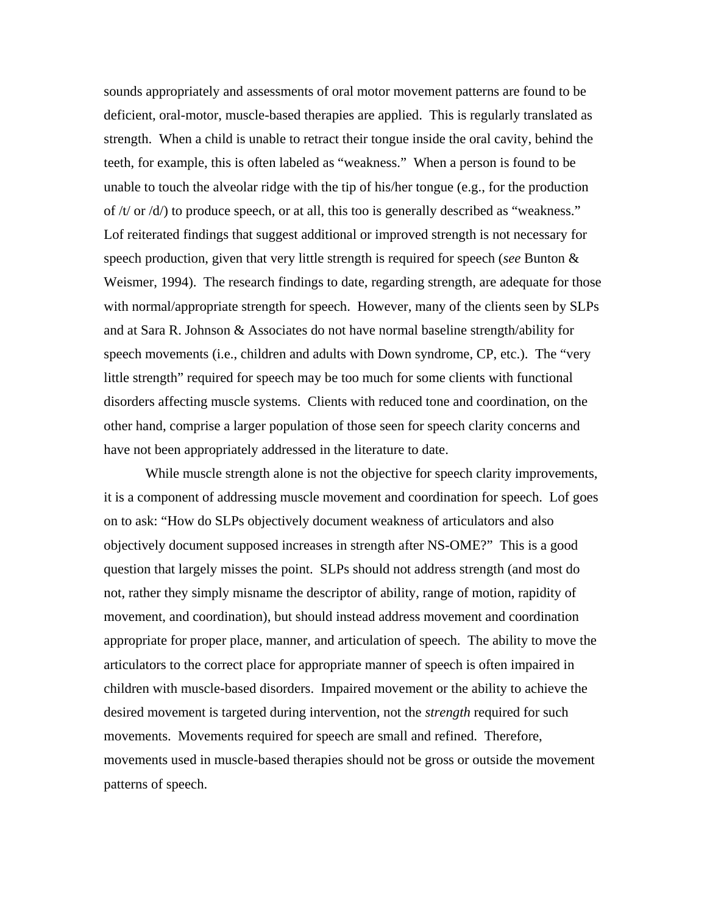sounds appropriately and assessments of oral motor movement patterns are found to be deficient, oral-motor, muscle-based therapies are applied. This is regularly translated as strength. When a child is unable to retract their tongue inside the oral cavity, behind the teeth, for example, this is often labeled as "weakness." When a person is found to be unable to touch the alveolar ridge with the tip of his/her tongue (e.g., for the production of /t/ or /d/) to produce speech, or at all, this too is generally described as "weakness." Lof reiterated findings that suggest additional or improved strength is not necessary for speech production, given that very little strength is required for speech (*see* Bunton & Weismer, 1994). The research findings to date, regarding strength, are adequate for those with normal/appropriate strength for speech. However, many of the clients seen by SLPs and at Sara R. Johnson & Associates do not have normal baseline strength/ability for speech movements (i.e., children and adults with Down syndrome, CP, etc.). The "very little strength" required for speech may be too much for some clients with functional disorders affecting muscle systems. Clients with reduced tone and coordination, on the other hand, comprise a larger population of those seen for speech clarity concerns and have not been appropriately addressed in the literature to date.

While muscle strength alone is not the objective for speech clarity improvements, it is a component of addressing muscle movement and coordination for speech. Lof goes on to ask: "How do SLPs objectively document weakness of articulators and also objectively document supposed increases in strength after NS-OME?" This is a good question that largely misses the point. SLPs should not address strength (and most do not, rather they simply misname the descriptor of ability, range of motion, rapidity of movement, and coordination), but should instead address movement and coordination appropriate for proper place, manner, and articulation of speech. The ability to move the articulators to the correct place for appropriate manner of speech is often impaired in children with muscle-based disorders. Impaired movement or the ability to achieve the desired movement is targeted during intervention, not the *strength* required for such movements. Movements required for speech are small and refined. Therefore, movements used in muscle-based therapies should not be gross or outside the movement patterns of speech.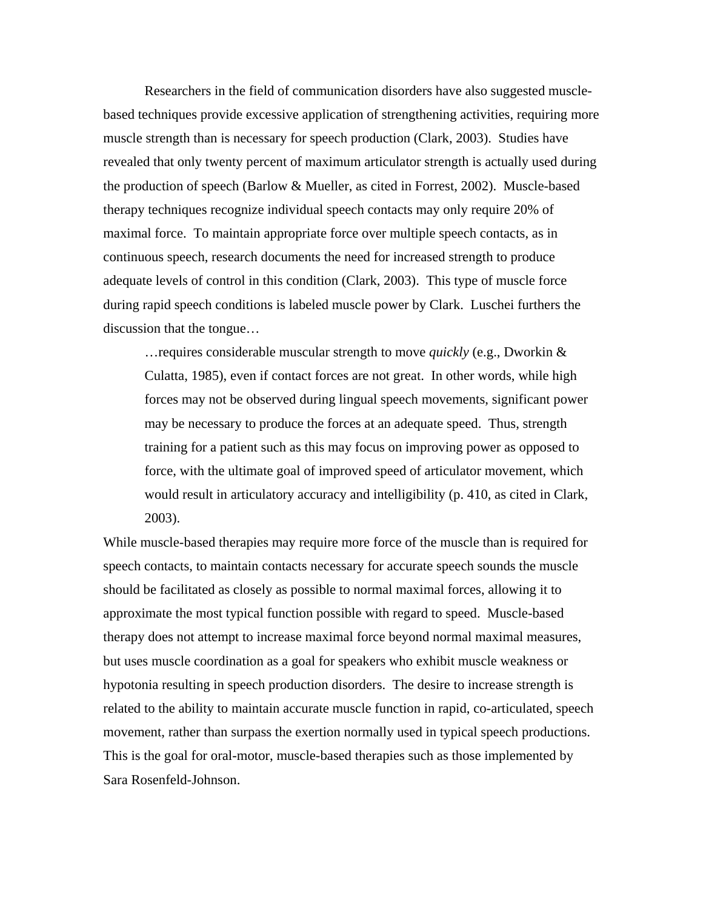Researchers in the field of communication disorders have also suggested muscle-based techniques provide excessive application of strengthening activities, requiring more muscle strength than is necessary for speech production (Clark, 2003). Studies have revealed that only twenty percent of maximum articulator strength is actually used during the production of speech (Barlow & Mueller, as cited in Forrest, 2002). Muscle-based therapy techniques recognize individual speech contacts may only require 20% of maximal force. To maintain appropriate force over multiple speech contacts, as in continuous speech, research documents the need for increased strength to produce adequate levels of control in this condition (Clark, 2003). This type of muscle force during rapid speech conditions is labeled muscle power by Clark. Luschei furthers the discussion that the tongue…

> …requires considerable muscular strength to move *quickly* (e.g., Dworkin & Culatta, 1985), even if contact forces are not great. In other words, while high forces may not be observed during lingual speech movements, significant power may be necessary to produce the forces at an adequate speed. Thus, strength training for a patient such as this may focus on improving power as opposed to force, with the ultimate goal of improved speed of articulator movement, which would result in articulatory accuracy and intelligibility (p. 410, as cited in Clark, 2003).

While muscle-based therapies may require more force of the muscle than is required for speech contacts, to maintain contacts necessary for accurate speech sounds the muscle should be facilitated as closely as possible to normal maximal forces, allowing it to approximate the most typical function possible with regard to speed. Muscle-based therapy does not attempt to increase maximal force beyond normal maximal measures, but uses muscle coordination as a goal for speakers who exhibit muscle weakness or hypotonia resulting in speech production disorders. The desire to increase strength is related to the ability to maintain accurate muscle function in rapid, co-articulated, speech movement, rather than surpass the exertion normally used in typical speech productions. This is the goal for oral-motor, muscle-based therapies such as those implemented by Sara Rosenfeld-Johnson.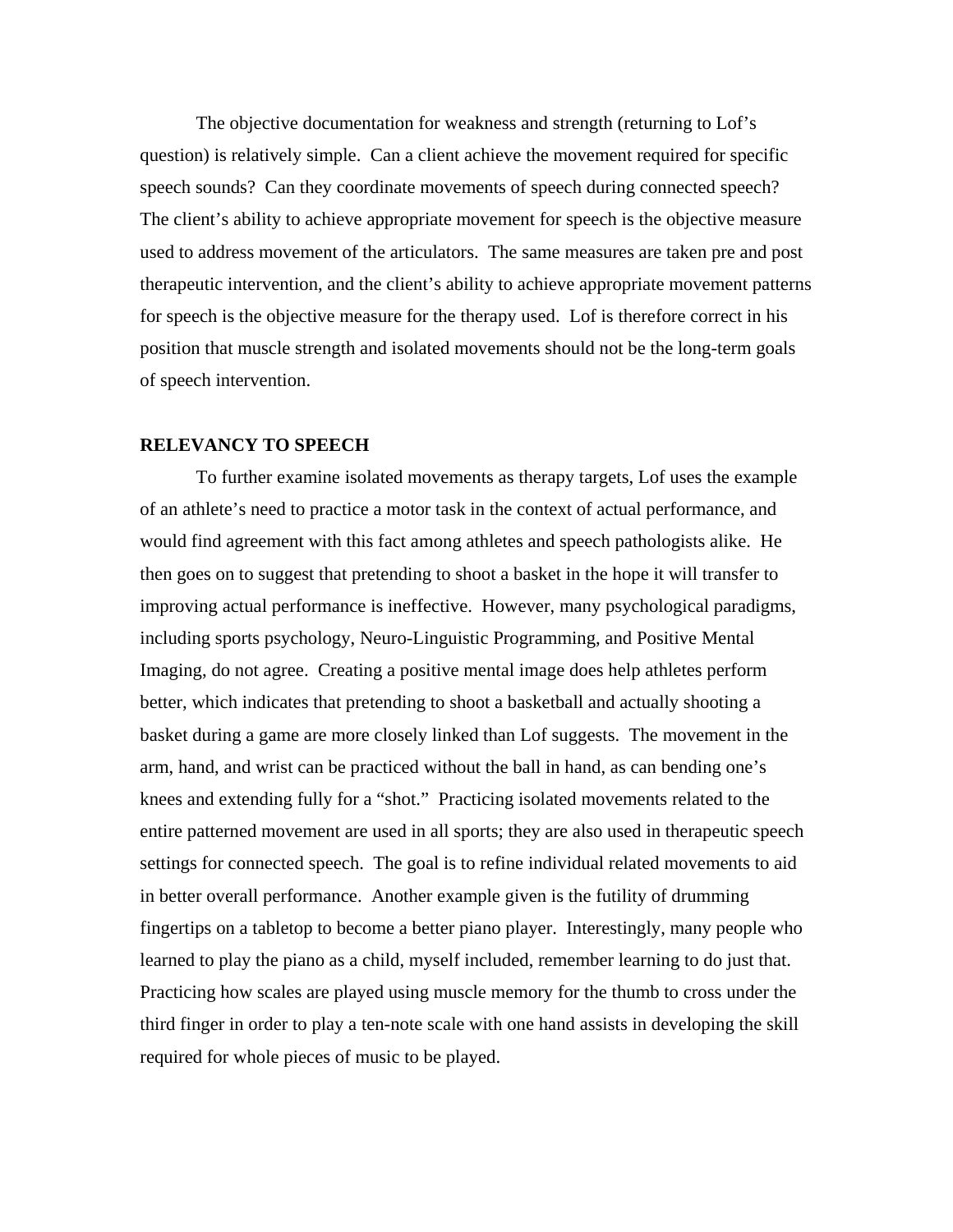The objective documentation for weakness and strength (returning to Lof's question) is relatively simple. Can a client achieve the movement required for specific speech sounds? Can they coordinate movements of speech during connected speech? The client's ability to achieve appropriate movement for speech is the objective measure used to address movement of the articulators. The same measures are taken pre and post therapeutic intervention, and the client's ability to achieve appropriate movement patterns for speech is the objective measure for the therapy used. Lof is therefore correct in his position that muscle strength and isolated movements should not be the long-term goals of speech intervention.

**RELEVANCY TO SPEECH**

To further examine isolated movements as therapy targets, Lof uses the example of an athlete's need to practice a motor task in the context of actual performance, and would find agreement with this fact among athletes and speech pathologists alike. He then goes on to suggest that pretending to shoot a basket in the hope it will transfer to improving actual performance is ineffective. However, many psychological paradigms, including sports psychology, Neuro-Linguistic Programming, and Positive Mental Imaging, do not agree. Creating a positive mental image does help athletes perform better, which indicates that pretending to shoot a basketball and actually shooting a basket during a game are more closely linked than Lof suggests. The movement in the arm, hand, and wrist can be practiced without the ball in hand, as can bending one's knees and extending fully for a "shot." Practicing isolated movements related to the entire patterned movement are used in all sports; they are also used in therapeutic speech settings for connected speech. The goal is to refine individual related movements to aid in better overall performance. Another example given is the futility of drumming fingertips on a tabletop to become a better piano player. Interestingly, many people who learned to play the piano as a child, myself included, remember learning to do just that. Practicing how scales are played using muscle memory for the thumb to cross under the third finger in order to play a ten-note scale with one hand assists in developing the skill required for whole pieces of music to be played.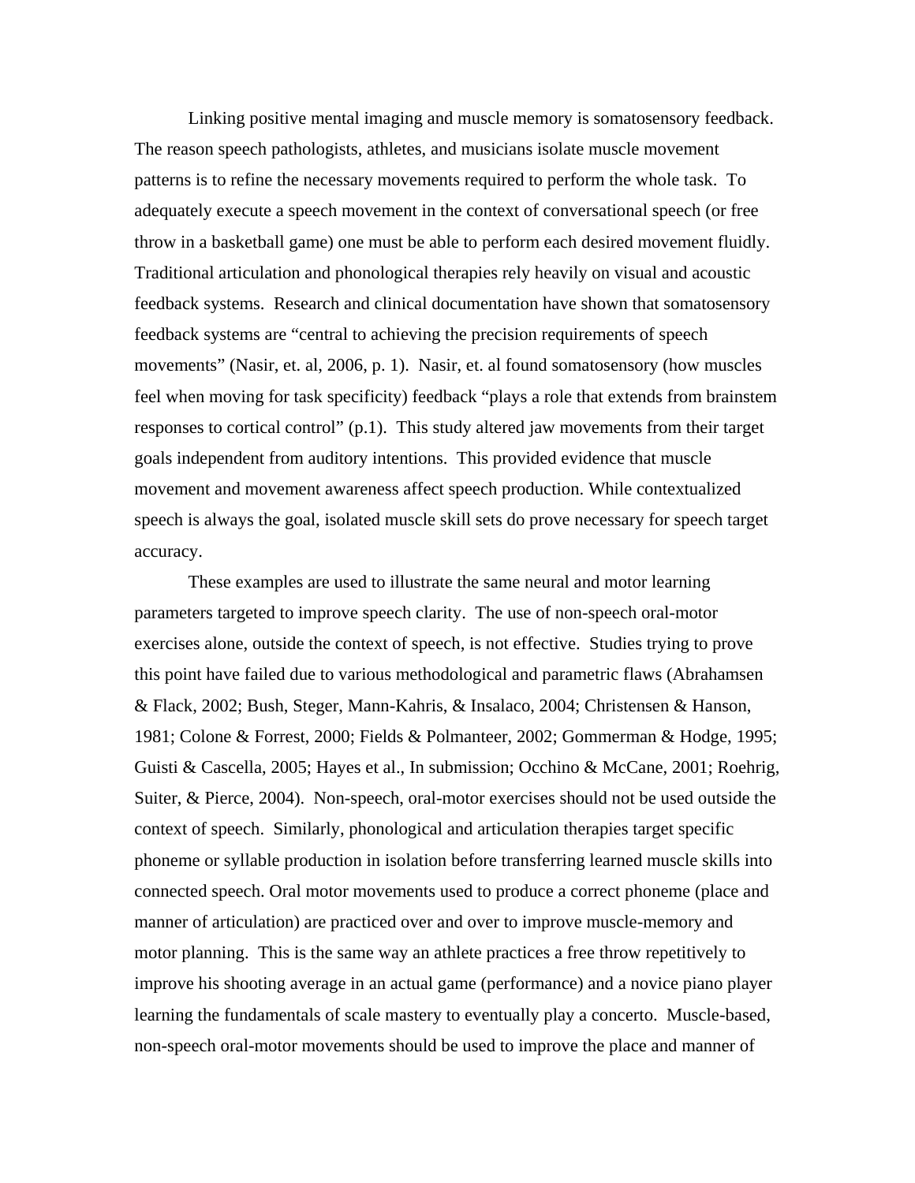Linking positive mental imaging and muscle memory is somatosensory feedback. The reason speech pathologists, athletes, and musicians isolate muscle movement patterns is to refine the necessary movements required to perform the whole task. To adequately execute a speech movement in the context of conversational speech (or free throw in a basketball game) one must be able to perform each desired movement fluidly. Traditional articulation and phonological therapies rely heavily on visual and acoustic feedback systems. Research and clinical documentation have shown that somatosensory feedback systems are "central to achieving the precision requirements of speech movements" (Nasir, et. al, 2006, p. 1). Nasir, et. al found somatosensory (how muscles feel when moving for task specificity) feedback "plays a role that extends from brainstem responses to cortical control" (p.1). This study altered jaw movements from their target goals independent from auditory intentions. This provided evidence that muscle movement and movement awareness affect speech production. While contextualized speech is always the goal, isolated muscle skill sets do prove necessary for speech target accuracy.

These examples are used to illustrate the same neural and motor learning parameters targeted to improve speech clarity. The use of non-speech oral-motor exercises alone, outside the context of speech, is not effective. Studies trying to prove this point have failed due to various methodological and parametric flaws (Abrahamsen & Flack, 2002; Bush, Steger, Mann-Kahris, & Insalaco, 2004; Christensen & Hanson, 1981; Colone & Forrest, 2000; Fields & Polmanteer, 2002; Gommerman & Hodge, 1995; Guisti & Cascella, 2005; Hayes et al., In submission; Occhino & McCane, 2001; Roehrig, Suiter, & Pierce, 2004). Non-speech, oral-motor exercises should not be used outside the context of speech. Similarly, phonological and articulation therapies target specific phoneme or syllable production in isolation before transferring learned muscle skills into connected speech. Oral motor movements used to produce a correct phoneme (place and manner of articulation) are practiced over and over to improve muscle-memory and motor planning. This is the same way an athlete practices a free throw repetitively to improve his shooting average in an actual game (performance) and a novice piano player learning the fundamentals of scale mastery to eventually play a concerto. Muscle-based, non-speech oral-motor movements should be used to improve the place and manner of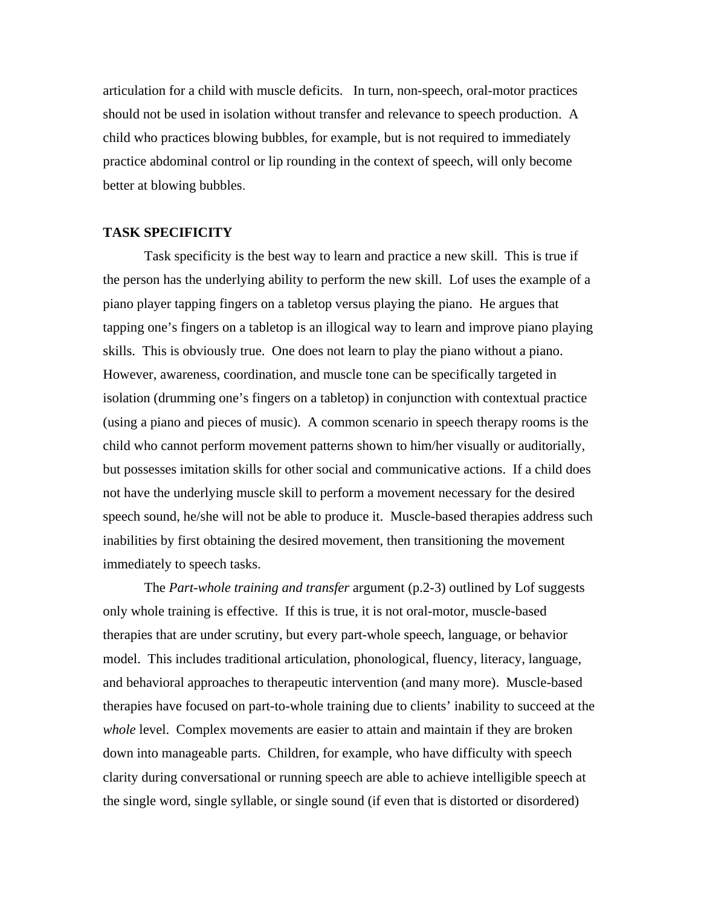articulation for a child with muscle deficits. In turn, non-speech, oral-motor practices should not be used in isolation without transfer and relevance to speech production. A child who practices blowing bubbles, for example, but is not required to immediately practice abdominal control or lip rounding in the context of speech, will only become better at blowing bubbles.

## TASK SPECIFICITY

Task specificity is the best way to learn and practice a new skill. This is true if the person has the underlying ability to perform the new skill. Lof uses the example of a piano player tapping fingers on a tabletop versus playing the piano. He argues that tapping one's fingers on a tabletop is an illogical way to learn and improve piano playing skills. This is obviously true. One does not learn to play the piano without a piano. However, awareness, coordination, and muscle tone can be specifically targeted in isolation (drumming one's fingers on a tabletop) in conjunction with contextual practice (using a piano and pieces of music). A common scenario in speech therapy rooms is the child who cannot perform movement patterns shown to him/her visually or auditorially, but possesses imitation skills for other social and communicative actions. If a child does not have the underlying muscle skill to perform a movement necessary for the desired speech sound, he/she will not be able to produce it. Muscle-based therapies address such inabilities by first obtaining the desired movement, then transitioning the movement immediately to speech tasks.

The *Part-whole training and transfer* argument (p.2-3) outlined by Lof suggests only whole training is effective. If this is true, it is not oral-motor, muscle-based therapies that are under scrutiny, but every part-whole speech, language, or behavior model. This includes traditional articulation, phonological, fluency, literacy, language, and behavioral approaches to therapeutic intervention (and many more). Muscle-based therapies have focused on part-to-whole training due to clients' inability to succeed at the *whole* level. Complex movements are easier to attain and maintain if they are broken down into manageable parts. Children, for example, who have difficulty with speech clarity during conversational or running speech are able to achieve intelligible speech at the single word, single syllable, or single sound (if even that is distorted or disordered)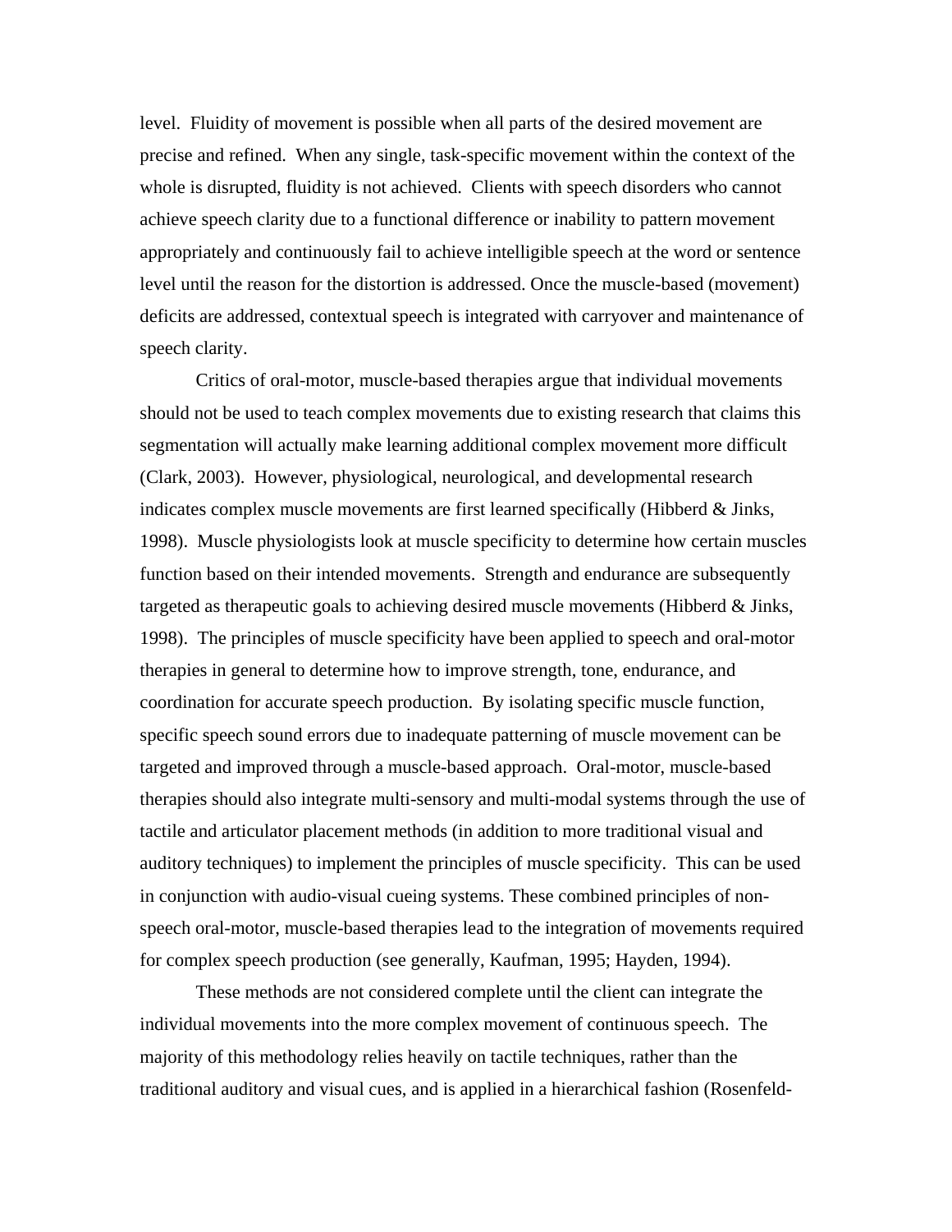level. Fluidity of movement is possible when all parts of the desired movement are precise and refined. When any single, task-specific movement within the context of the whole is disrupted, fluidity is not achieved. Clients with speech disorders who cannot achieve speech clarity due to a functional difference or inability to pattern movement appropriately and continuously fail to achieve intelligible speech at the word or sentence level until the reason for the distortion is addressed. Once the muscle-based (movement) deficits are addressed, contextual speech is integrated with carryover and maintenance of speech clarity.

Critics of oral-motor, muscle-based therapies argue that individual movements should not be used to teach complex movements due to existing research that claims this segmentation will actually make learning additional complex movement more difficult (Clark, 2003). However, physiological, neurological, and developmental research indicates complex muscle movements are first learned specifically (Hibberd & Jinks, 1998). Muscle physiologists look at muscle specificity to determine how certain muscles function based on their intended movements. Strength and endurance are subsequently targeted as therapeutic goals to achieving desired muscle movements (Hibberd & Jinks, 1998). The principles of muscle specificity have been applied to speech and oral-motor therapies in general to determine how to improve strength, tone, endurance, and coordination for accurate speech production. By isolating specific muscle function, specific speech sound errors due to inadequate patterning of muscle movement can be targeted and improved through a muscle-based approach. Oral-motor, muscle-based therapies should also integrate multi-sensory and multi-modal systems through the use of tactile and articulator placement methods (in addition to more traditional visual and auditory techniques) to implement the principles of muscle specificity. This can be used in conjunction with audio-visual cueing systems. These combined principles of non-speech oral-motor, muscle-based therapies lead to the integration of movements required for complex speech production (see generally, Kaufman, 1995; Hayden, 1994).

These methods are not considered complete until the client can integrate the individual movements into the more complex movement of continuous speech. The majority of this methodology relies heavily on tactile techniques, rather than the traditional auditory and visual cues, and is applied in a hierarchical fashion (Rosenfeld-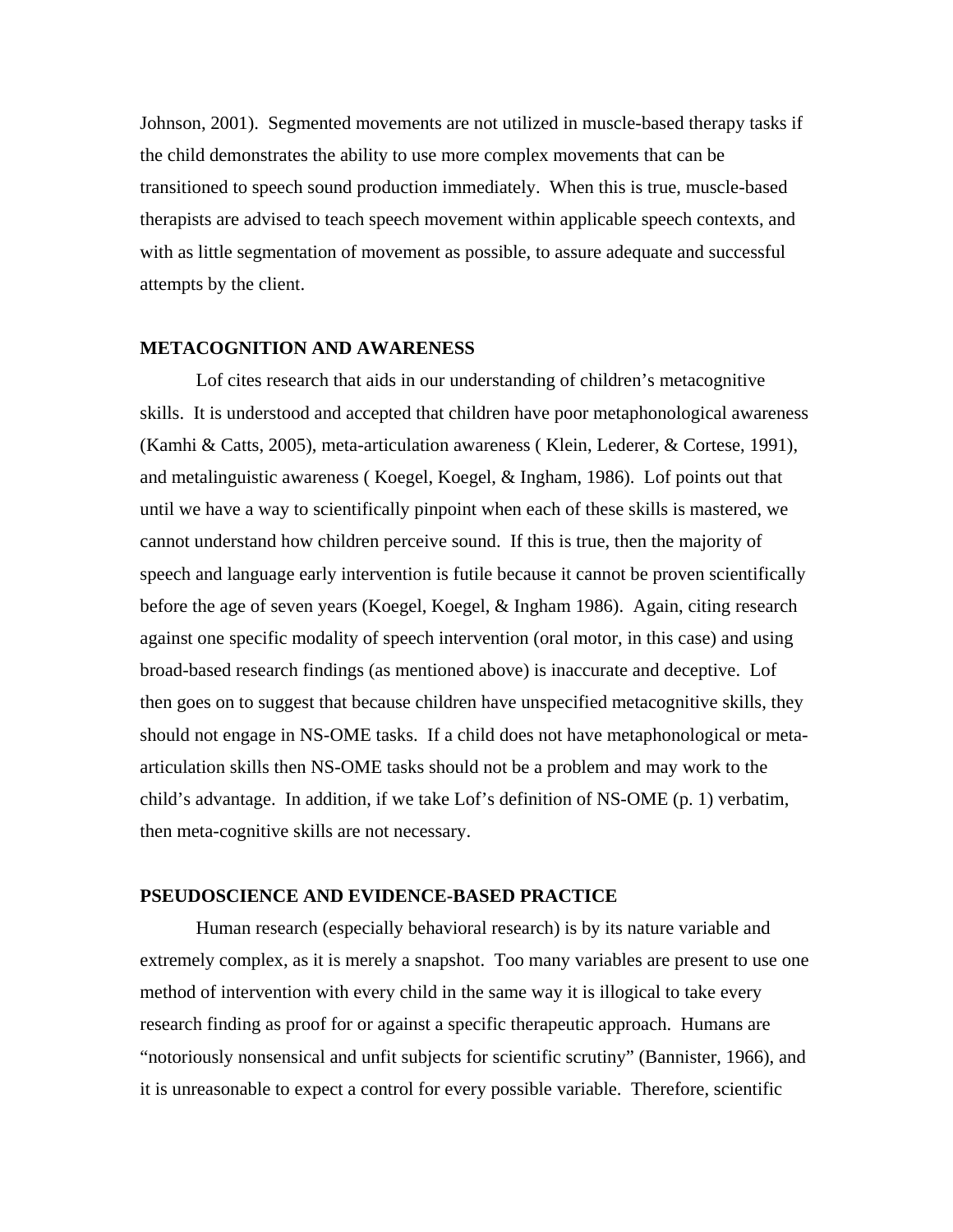Johnson, 2001). Segmented movements are not utilized in muscle-based therapy tasks if the child demonstrates the ability to use more complex movements that can be transitioned to speech sound production immediately. When this is true, muscle-based therapists are advised to teach speech movement within applicable speech contexts, and with as little segmentation of movement as possible, to assure adequate and successful attempts by the client.

## METACOGNITION AND AWARENESS

Lof cites research that aids in our understanding of children's metacognitive skills. It is understood and accepted that children have poor metaphonological awareness (Kamhi & Catts, 2005), meta-articulation awareness ( Klein, Lederer, & Cortese, 1991), and metalinguistic awareness ( Koegel, Koegel, & Ingham, 1986). Lof points out that until we have a way to scientifically pinpoint when each of these skills is mastered, we cannot understand how children perceive sound. If this is true, then the majority of speech and language early intervention is futile because it cannot be proven scientifically before the age of seven years (Koegel, Koegel, & Ingham 1986). Again, citing research against one specific modality of speech intervention (oral motor, in this case) and using broad-based research findings (as mentioned above) is inaccurate and deceptive. Lof then goes on to suggest that because children have unspecified metacognitive skills, they should not engage in NS-OME tasks. If a child does not have metaphonological or meta-articulation skills then NS-OME tasks should not be a problem and may work to the child's advantage. In addition, if we take Lof's definition of NS-OME (p. 1) verbatim, then meta-cognitive skills are not necessary.

## PSEUDOSCIENCE AND EVIDENCE-BASED PRACTICE

Human research (especially behavioral research) is by its nature variable and extremely complex, as it is merely a snapshot. Too many variables are present to use one method of intervention with every child in the same way it is illogical to take every research finding as proof for or against a specific therapeutic approach. Humans are "notoriously nonsensical and unfit subjects for scientific scrutiny" (Bannister, 1966), and it is unreasonable to expect a control for every possible variable. Therefore, scientific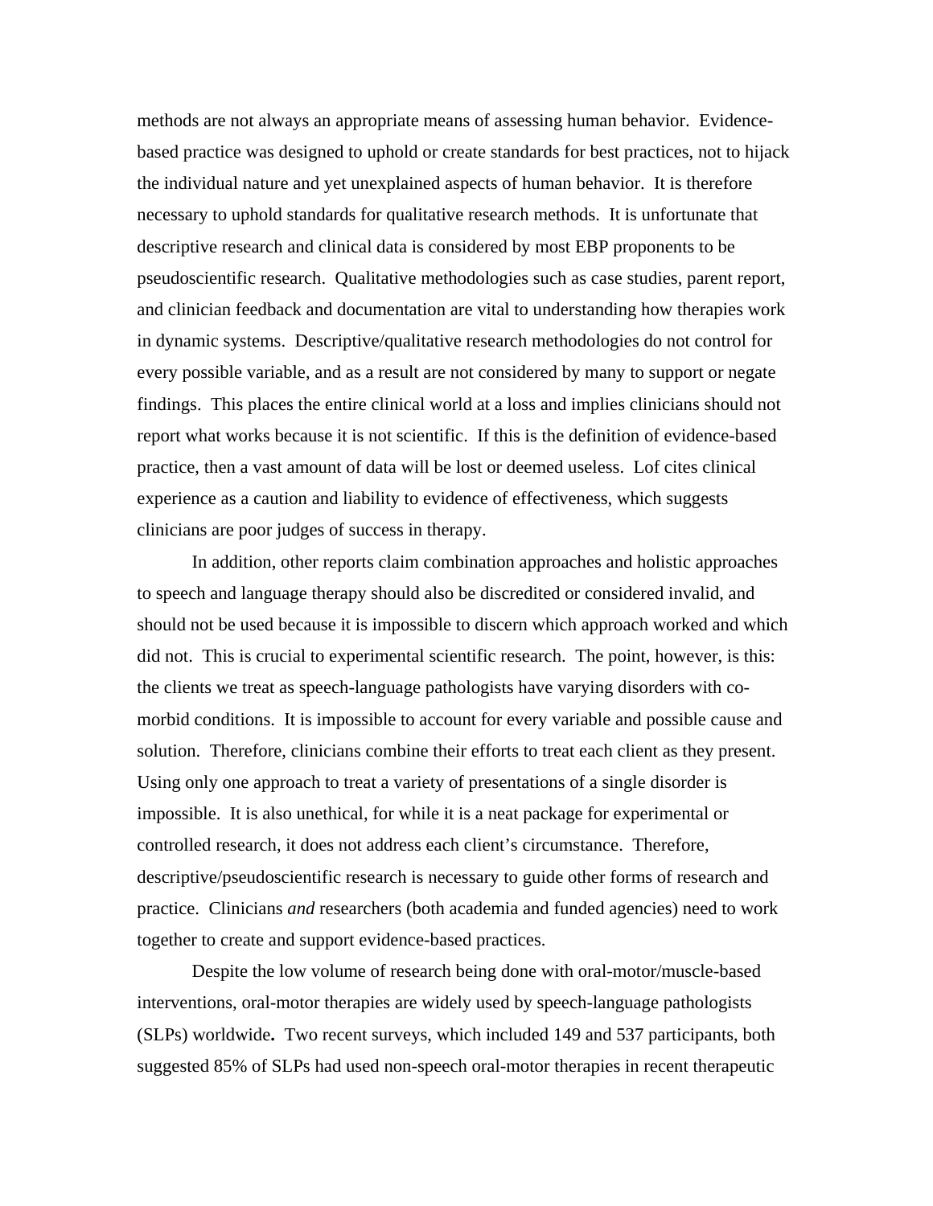methods are not always an appropriate means of assessing human behavior. Evidence-based practice was designed to uphold or create standards for best practices, not to hijack the individual nature and yet unexplained aspects of human behavior. It is therefore necessary to uphold standards for qualitative research methods. It is unfortunate that descriptive research and clinical data is considered by most EBP proponents to be pseudoscientific research. Qualitative methodologies such as case studies, parent report, and clinician feedback and documentation are vital to understanding how therapies work in dynamic systems. Descriptive/qualitative research methodologies do not control for every possible variable, and as a result are not considered by many to support or negate findings. This places the entire clinical world at a loss and implies clinicians should not report what works because it is not scientific. If this is the definition of evidence-based practice, then a vast amount of data will be lost or deemed useless. Lof cites clinical experience as a caution and liability to evidence of effectiveness, which suggests clinicians are poor judges of success in therapy.

In addition, other reports claim combination approaches and holistic approaches to speech and language therapy should also be discredited or considered invalid, and should not be used because it is impossible to discern which approach worked and which did not. This is crucial to experimental scientific research. The point, however, is this: the clients we treat as speech-language pathologists have varying disorders with co-morbid conditions. It is impossible to account for every variable and possible cause and solution. Therefore, clinicians combine their efforts to treat each client as they present. Using only one approach to treat a variety of presentations of a single disorder is impossible. It is also unethical, for while it is a neat package for experimental or controlled research, it does not address each client's circumstance. Therefore, descriptive/pseudoscientific research is necessary to guide other forms of research and practice. Clinicians *and* researchers (both academia and funded agencies) need to work together to create and support evidence-based practices.

Despite the low volume of research being done with oral-motor/muscle-based interventions, oral-motor therapies are widely used by speech-language pathologists (SLPs) worldwide**.** Two recent surveys, which included 149 and 537 participants, both suggested 85% of SLPs had used non-speech oral-motor therapies in recent therapeutic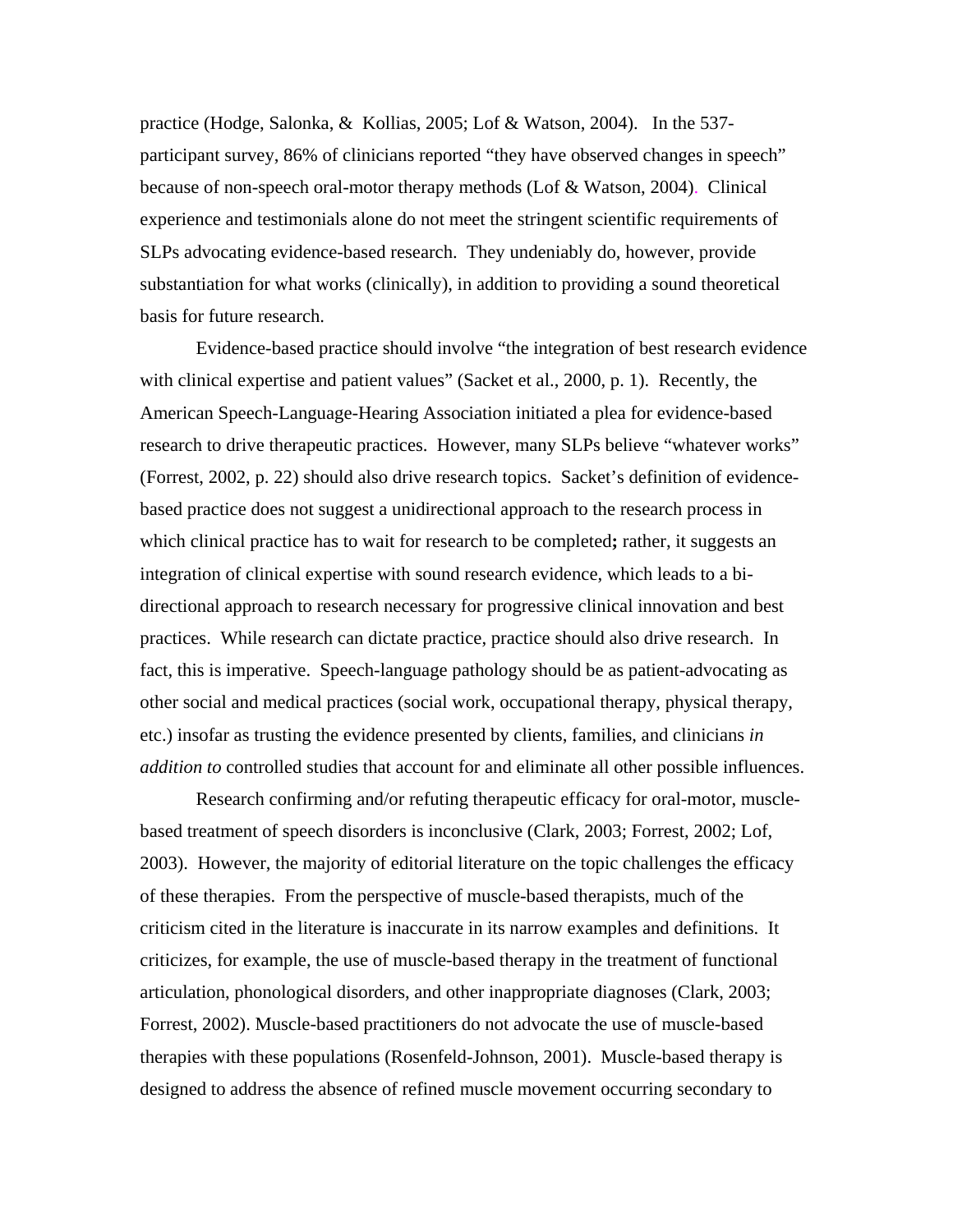practice (Hodge, Salonka, & Kollias, 2005; Lof & Watson, 2004). In the 537-participant survey, 86% of clinicians reported "they have observed changes in speech" because of non-speech oral-motor therapy methods (Lof & Watson, 2004). Clinical experience and testimonials alone do not meet the stringent scientific requirements of SLPs advocating evidence-based research. They undeniably do, however, provide substantiation for what works (clinically), in addition to providing a sound theoretical basis for future research.

Evidence-based practice should involve "the integration of best research evidence with clinical expertise and patient values" (Sacket et al., 2000, p. 1). Recently, the American Speech-Language-Hearing Association initiated a plea for evidence-based research to drive therapeutic practices. However, many SLPs believe "whatever works" (Forrest, 2002, p. 22) should also drive research topics. Sacket's definition of evidence-based practice does not suggest a unidirectional approach to the research process in which clinical practice has to wait for research to be completed**;** rather, it suggests an integration of clinical expertise with sound research evidence, which leads to a bi-directional approach to research necessary for progressive clinical innovation and best practices. While research can dictate practice, practice should also drive research. In fact, this is imperative. Speech-language pathology should be as patient-advocating as other social and medical practices (social work, occupational therapy, physical therapy, etc.) insofar as trusting the evidence presented by clients, families, and clinicians *in addition to* controlled studies that account for and eliminate all other possible influences.

Research confirming and/or refuting therapeutic efficacy for oral-motor, muscle-based treatment of speech disorders is inconclusive (Clark, 2003; Forrest, 2002; Lof, 2003). However, the majority of editorial literature on the topic challenges the efficacy of these therapies. From the perspective of muscle-based therapists, much of the criticism cited in the literature is inaccurate in its narrow examples and definitions. It criticizes, for example, the use of muscle-based therapy in the treatment of functional articulation, phonological disorders, and other inappropriate diagnoses (Clark, 2003; Forrest, 2002). Muscle-based practitioners do not advocate the use of muscle-based therapies with these populations (Rosenfeld-Johnson, 2001). Muscle-based therapy is designed to address the absence of refined muscle movement occurring secondary to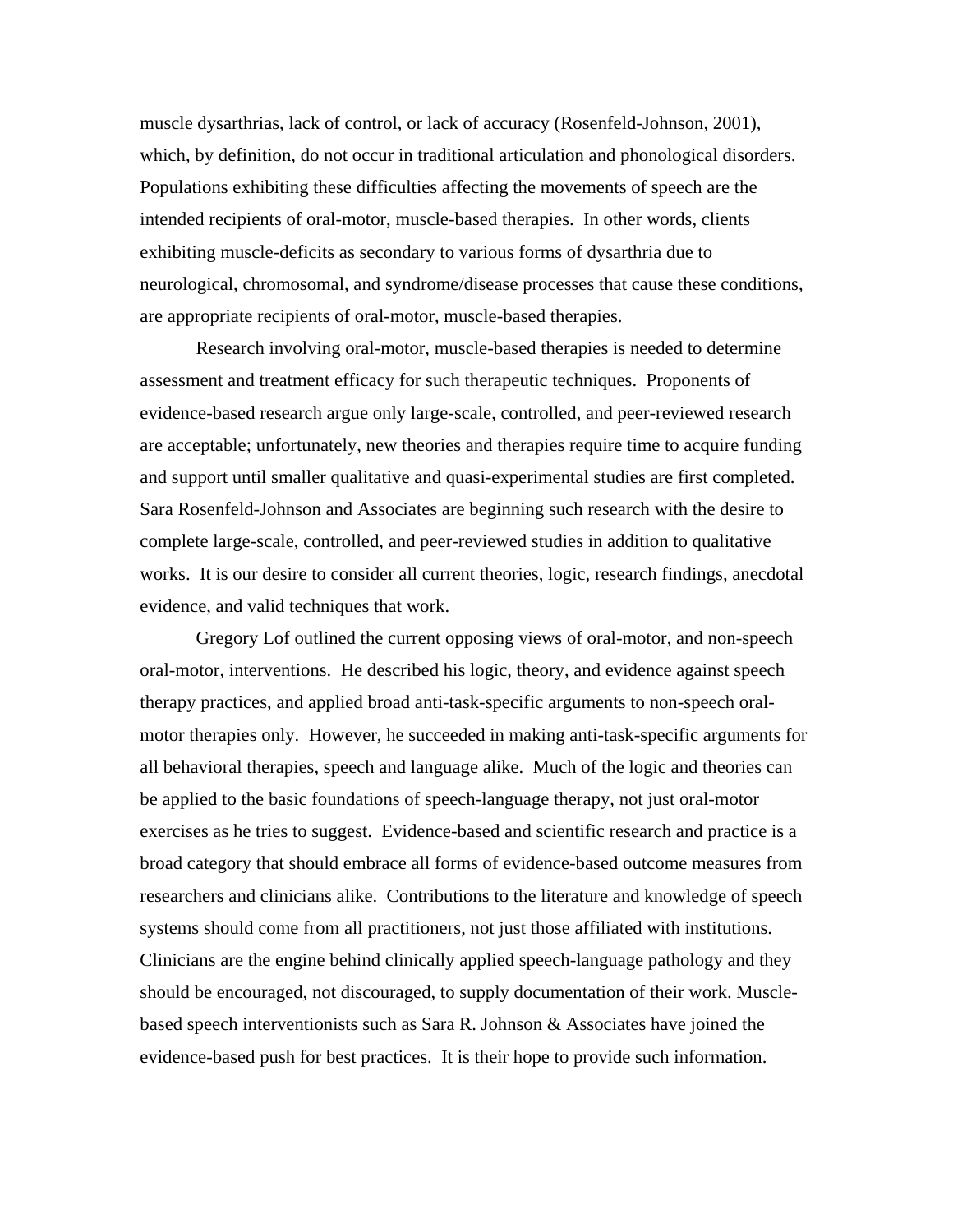muscle dysarthrias, lack of control, or lack of accuracy (Rosenfeld-Johnson, 2001), which, by definition, do not occur in traditional articulation and phonological disorders. Populations exhibiting these difficulties affecting the movements of speech are the intended recipients of oral-motor, muscle-based therapies. In other words, clients exhibiting muscle-deficits as secondary to various forms of dysarthria due to neurological, chromosomal, and syndrome/disease processes that cause these conditions, are appropriate recipients of oral-motor, muscle-based therapies.

Research involving oral-motor, muscle-based therapies is needed to determine assessment and treatment efficacy for such therapeutic techniques. Proponents of evidence-based research argue only large-scale, controlled, and peer-reviewed research are acceptable; unfortunately, new theories and therapies require time to acquire funding and support until smaller qualitative and quasi-experimental studies are first completed. Sara Rosenfeld-Johnson and Associates are beginning such research with the desire to complete large-scale, controlled, and peer-reviewed studies in addition to qualitative works. It is our desire to consider all current theories, logic, research findings, anecdotal evidence, and valid techniques that work.

Gregory Lof outlined the current opposing views of oral-motor, and non-speech oral-motor, interventions. He described his logic, theory, and evidence against speech therapy practices, and applied broad anti-task-specific arguments to non-speech oral-motor therapies only. However, he succeeded in making anti-task-specific arguments for all behavioral therapies, speech and language alike. Much of the logic and theories can be applied to the basic foundations of speech-language therapy, not just oral-motor exercises as he tries to suggest. Evidence-based and scientific research and practice is a broad category that should embrace all forms of evidence-based outcome measures from researchers and clinicians alike. Contributions to the literature and knowledge of speech systems should come from all practitioners, not just those affiliated with institutions. Clinicians are the engine behind clinically applied speech-language pathology and they should be encouraged, not discouraged, to supply documentation of their work. Muscle-based speech interventionists such as Sara R. Johnson & Associates have joined the evidence-based push for best practices. It is their hope to provide such information.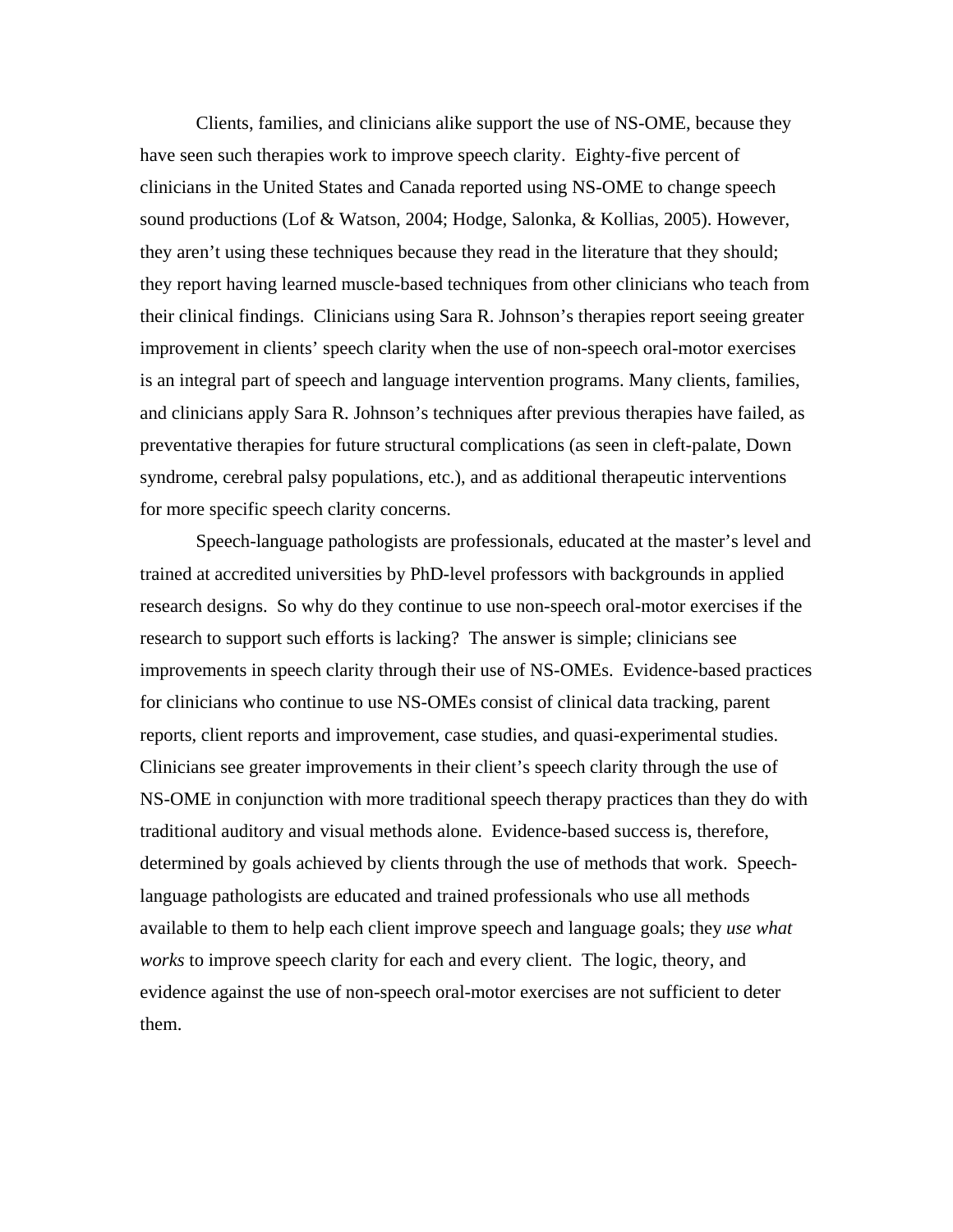Clients, families, and clinicians alike support the use of NS-OME, because they have seen such therapies work to improve speech clarity. Eighty-five percent of clinicians in the United States and Canada reported using NS-OME to change speech sound productions (Lof & Watson, 2004; Hodge, Salonka, & Kollias, 2005). However, they aren't using these techniques because they read in the literature that they should; they report having learned muscle-based techniques from other clinicians who teach from their clinical findings. Clinicians using Sara R. Johnson's therapies report seeing greater improvement in clients' speech clarity when the use of non-speech oral-motor exercises is an integral part of speech and language intervention programs. Many clients, families, and clinicians apply Sara R. Johnson's techniques after previous therapies have failed, as preventative therapies for future structural complications (as seen in cleft-palate, Down syndrome, cerebral palsy populations, etc.), and as additional therapeutic interventions for more specific speech clarity concerns.

Speech-language pathologists are professionals, educated at the master's level and trained at accredited universities by PhD-level professors with backgrounds in applied research designs. So why do they continue to use non-speech oral-motor exercises if the research to support such efforts is lacking? The answer is simple; clinicians see improvements in speech clarity through their use of NS-OMEs. Evidence-based practices for clinicians who continue to use NS-OMEs consist of clinical data tracking, parent reports, client reports and improvement, case studies, and quasi-experimental studies. Clinicians see greater improvements in their client's speech clarity through the use of NS-OME in conjunction with more traditional speech therapy practices than they do with traditional auditory and visual methods alone. Evidence-based success is, therefore, determined by goals achieved by clients through the use of methods that work. Speech-language pathologists are educated and trained professionals who use all methods available to them to help each client improve speech and language goals; they *use what works* to improve speech clarity for each and every client. The logic, theory, and evidence against the use of non-speech oral-motor exercises are not sufficient to deter them.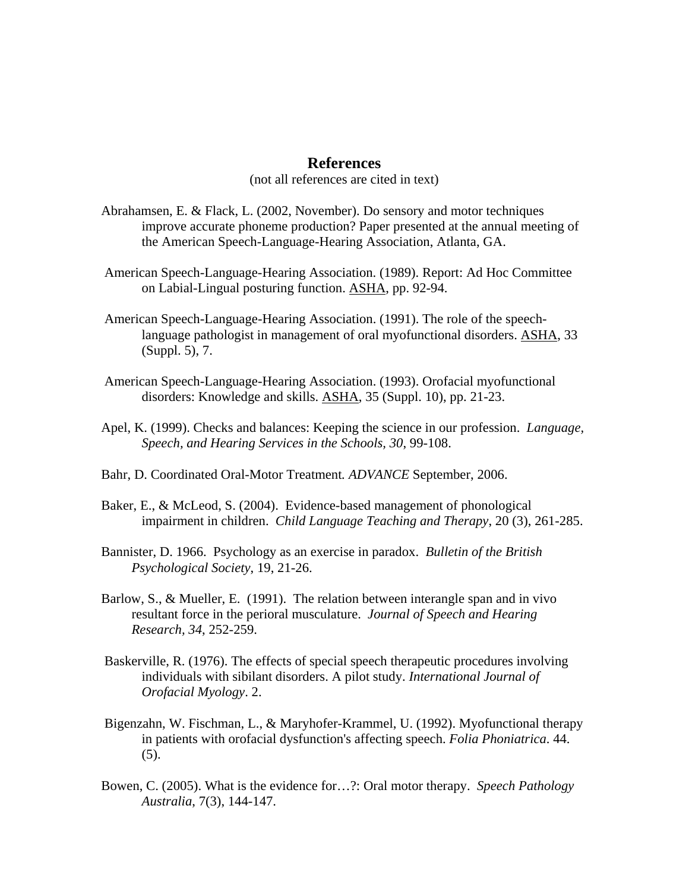## References

(not all references are cited in text)

Abrahamsen, E. & Flack, L. (2002, November). Do sensory and motor techniques improve accurate phoneme production? Paper presented at the annual meeting of the American Speech-Language-Hearing Association, Atlanta, GA.

American Speech-Language-Hearing Association. (1989). Report: Ad Hoc Committee on Labial-Lingual posturing function. ASHA, pp. 92-94.

American Speech-Language-Hearing Association. (1991). The role of the speech-language pathologist in management of oral myofunctional disorders. ASHA, 33 (Suppl. 5), 7.

American Speech-Language-Hearing Association. (1993). Orofacial myofunctional disorders: Knowledge and skills. ASHA, 35 (Suppl. 10), pp. 21-23.

Apel, K. (1999). Checks and balances: Keeping the science in our profession. *Language, Speech, and Hearing Services in the Schools, 30*, 99-108.

Bahr, D. Coordinated Oral-Motor Treatment. *ADVANCE* September, 2006.

Baker, E., & McLeod, S. (2004). Evidence-based management of phonological impairment in children. *Child Language Teaching and Therapy*, 20 (3), 261-285.

Bannister, D. 1966. Psychology as an exercise in paradox. *Bulletin of the British Psychological Society*, 19, 21-26.

Barlow, S., & Mueller, E. (1991). The relation between interangle span and in vivo resultant force in the perioral musculature. *Journal of Speech and Hearing Research*, *34*, 252-259.

Baskerville, R. (1976). The effects of special speech therapeutic procedures involving individuals with sibilant disorders. A pilot study. *International Journal of Orofacial Myology*. 2.

Bigenzahn, W. Fischman, L., & Maryhofer-Krammel, U. (1992). Myofunctional therapy in patients with orofacial dysfunction's affecting speech. *Folia Phoniatrica*. 44. (5).

Bowen, C. (2005). What is the evidence for…?: Oral motor therapy. *Speech Pathology Australia*, 7(3), 144-147.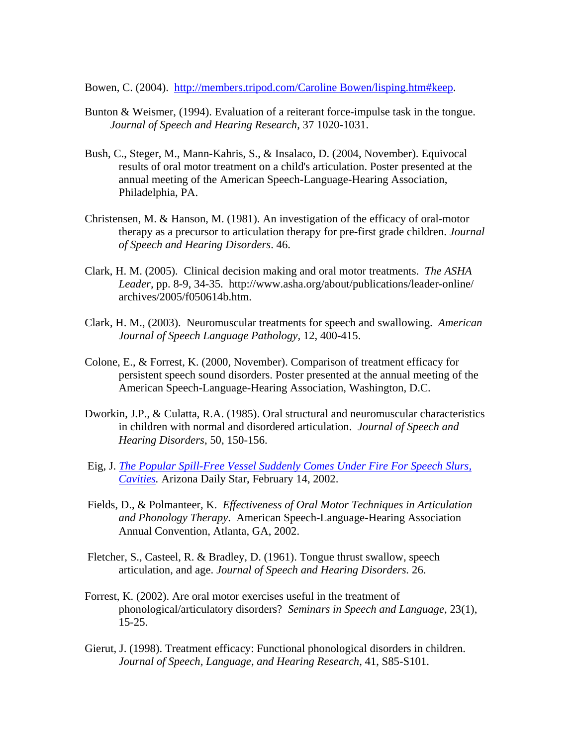Bowen, C. (2004). [http://members.tripod.com/Caroline Bowen/lisping.htm#keep](http://members.tripod.com/Caroline%20Bowen/lisping.htm#keep).

Bunton & Weismer, (1994). Evaluation of a reiterant force-impulse task in the tongue. *Journal of Speech and Hearing Research*, 37 1020-1031.

Bush, C., Steger, M., Mann-Kahris, S., & Insalaco, D. (2004, November). Equivocal results of oral motor treatment on a child's articulation. Poster presented at the annual meeting of the American Speech-Language-Hearing Association, Philadelphia, PA.

Christensen, M. & Hanson, M. (1981). An investigation of the efficacy of oral-motor therapy as a precursor to articulation therapy for pre-first grade children. *Journal of Speech and Hearing Disorders*. 46.

Clark, H. M. (2005). Clinical decision making and oral motor treatments. *The ASHA Leader*, pp. 8-9, 34-35. http://www.asha.org/about/publications/leader-online/archives/2005/f050614b.htm.

Clark, H. M., (2003). Neuromuscular treatments for speech and swallowing. *American Journal of Speech Language Pathology*, 12, 400-415.

Colone, E., & Forrest, K. (2000, November). Comparison of treatment efficacy for persistent speech sound disorders. Poster presented at the annual meeting of the American Speech-Language-Hearing Association, Washington, D.C.

Dworkin, J.P., & Culatta, R.A. (1985). Oral structural and neuromuscular characteristics in children with normal and disordered articulation. *Journal of Speech and Hearing Disorders*, 50, 150-156.

Eig, J. *The Popular Spill-Free Vessel Suddenly Comes Under Fire For Speech Slurs, Cavities.* Arizona Daily Star, February 14, 2002.

Fields, D., & Polmanteer, K. *Effectiveness of Oral Motor Techniques in Articulation and Phonology Therapy*. American Speech-Language-Hearing Association Annual Convention, Atlanta, GA, 2002.

Fletcher, S., Casteel, R. & Bradley, D. (1961). Tongue thrust swallow, speech articulation, and age. *Journal of Speech and Hearing Disorders.* 26.

Forrest, K. (2002). Are oral motor exercises useful in the treatment of phonological/articulatory disorders? *Seminars in Speech and Language*, 23(1), 15-25.

Gierut, J. (1998). Treatment efficacy: Functional phonological disorders in children. *Journal of Speech, Language, and Hearing Research*, 41, S85-S101.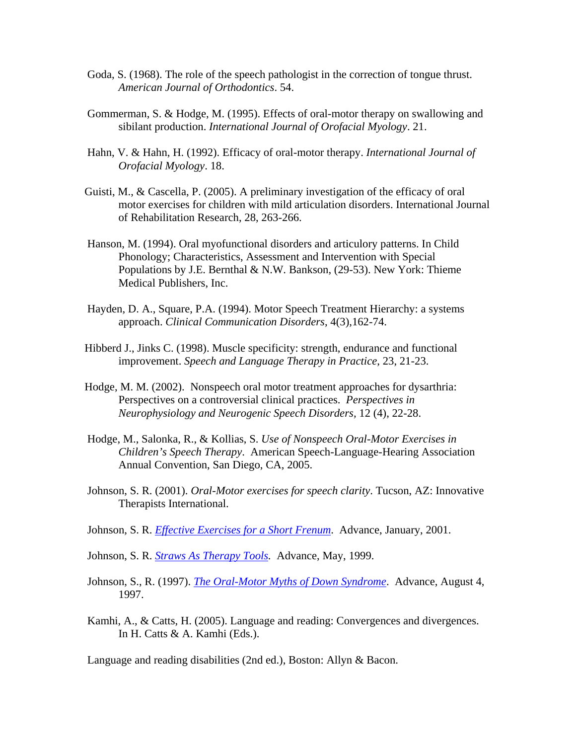Goda, S. (1968). The role of the speech pathologist in the correction of tongue thrust. *American Journal of Orthodontics*. 54.

Gommerman, S. & Hodge, M. (1995). Effects of oral-motor therapy on swallowing and sibilant production. *International Journal of Orofacial Myology*. 21.

Hahn, V. & Hahn, H. (1992). Efficacy of oral-motor therapy. *International Journal of Orofacial Myology*. 18.

Guisti, M., & Cascella, P. (2005). A preliminary investigation of the efficacy of oral motor exercises for children with mild articulation disorders. International Journal of Rehabilitation Research, 28, 263-266.

Hanson, M. (1994). Oral myofunctional disorders and articulory patterns. In Child Phonology; Characteristics, Assessment and Intervention with Special Populations by J.E. Bernthal & N.W. Bankson, (29-53). New York: Thieme Medical Publishers, Inc.

Hayden, D. A., Square, P.A. (1994). Motor Speech Treatment Hierarchy: a systems approach. *Clinical Communication Disorders*, 4(3),162-74.

Hibberd J., Jinks C. (1998). Muscle specificity: strength, endurance and functional improvement. *Speech and Language Therapy in Practice*, 23, 21-23.

Hodge, M. M. (2002). Nonspeech oral motor treatment approaches for dysarthria: Perspectives on a controversial clinical practices. *Perspectives in Neurophysiology and Neurogenic Speech Disorders*, 12 (4), 22-28.

Hodge, M., Salonka, R., & Kollias, S. *Use of Nonspeech Oral-Motor Exercises in Children's Speech Therapy*. American Speech-Language-Hearing Association Annual Convention, San Diego, CA, 2005.

Johnson, S. R. (2001). *Oral-Motor exercises for speech clarity*. Tucson, AZ: Innovative Therapists International.

Johnson, S. R. *Effective Exercises for a Short Frenum*. Advance, January, 2001.

Johnson, S. R. *Straws As Therapy Tools*. Advance, May, 1999.

Johnson, S., R. (1997). *The Oral-Motor Myths of Down Syndrome*. Advance, August 4, 1997.

Kamhi, A., & Catts, H. (2005). Language and reading: Convergences and divergences. In H. Catts & A. Kamhi (Eds.).

Language and reading disabilities (2nd ed.), Boston: Allyn & Bacon.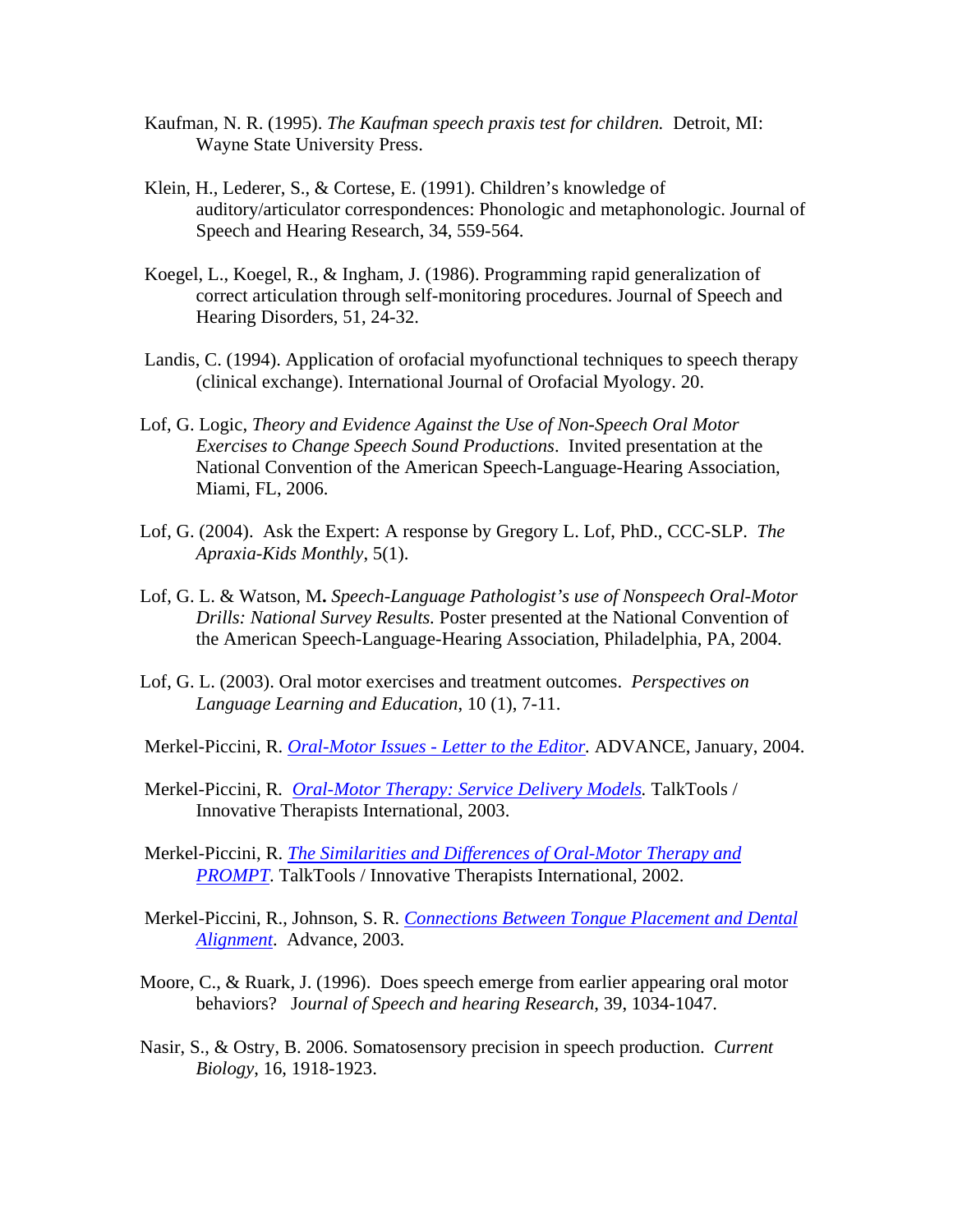Kaufman, N. R. (1995). *The Kaufman speech praxis test for children.* Detroit, MI: Wayne State University Press.

Klein, H., Lederer, S., & Cortese, E. (1991). Children's knowledge of auditory/articulator correspondences: Phonologic and metaphonologic. Journal of Speech and Hearing Research, 34, 559-564.

Koegel, L., Koegel, R., & Ingham, J. (1986). Programming rapid generalization of correct articulation through self-monitoring procedures. Journal of Speech and Hearing Disorders, 51, 24-32.

Landis, C. (1994). Application of orofacial myofunctional techniques to speech therapy (clinical exchange). International Journal of Orofacial Myology. 20.

Lof, G. Logic, *Theory and Evidence Against the Use of Non-Speech Oral Motor Exercises to Change Speech Sound Productions*. Invited presentation at the National Convention of the American Speech-Language-Hearing Association, Miami, FL, 2006.

Lof, G. (2004). Ask the Expert: A response by Gregory L. Lof, PhD., CCC-SLP. *The Apraxia-Kids Monthly*, 5(1).

Lof, G. L. & Watson, M**.** *Speech-Language Pathologist's use of Nonspeech Oral-Motor Drills: National Survey Results.* Poster presented at the National Convention of the American Speech-Language-Hearing Association, Philadelphia, PA, 2004.

Lof, G. L. (2003). Oral motor exercises and treatment outcomes. *Perspectives on Language Learning and Education,* 10 (1), 7-11.

Merkel-Piccini, R. *Oral-Motor Issues - Letter to the Editor.* ADVANCE, January, 2004.

Merkel-Piccini, R. *Oral-Motor Therapy: Service Delivery Models.* TalkTools / Innovative Therapists International, 2003.

Merkel-Piccini, R. *The Similarities and Differences of Oral-Motor Therapy and PROMPT.* TalkTools / Innovative Therapists International, 2002.

Merkel-Piccini, R., Johnson, S. R. *Connections Between Tongue Placement and Dental Alignment*. Advance, 2003.

Moore, C., & Ruark, J. (1996). Does speech emerge from earlier appearing oral motor behaviors? J*ournal of Speech and hearing Research*, 39, 1034-1047.

Nasir, S., & Ostry, B. 2006. Somatosensory precision in speech production. *Current Biology*, 16, 1918-1923.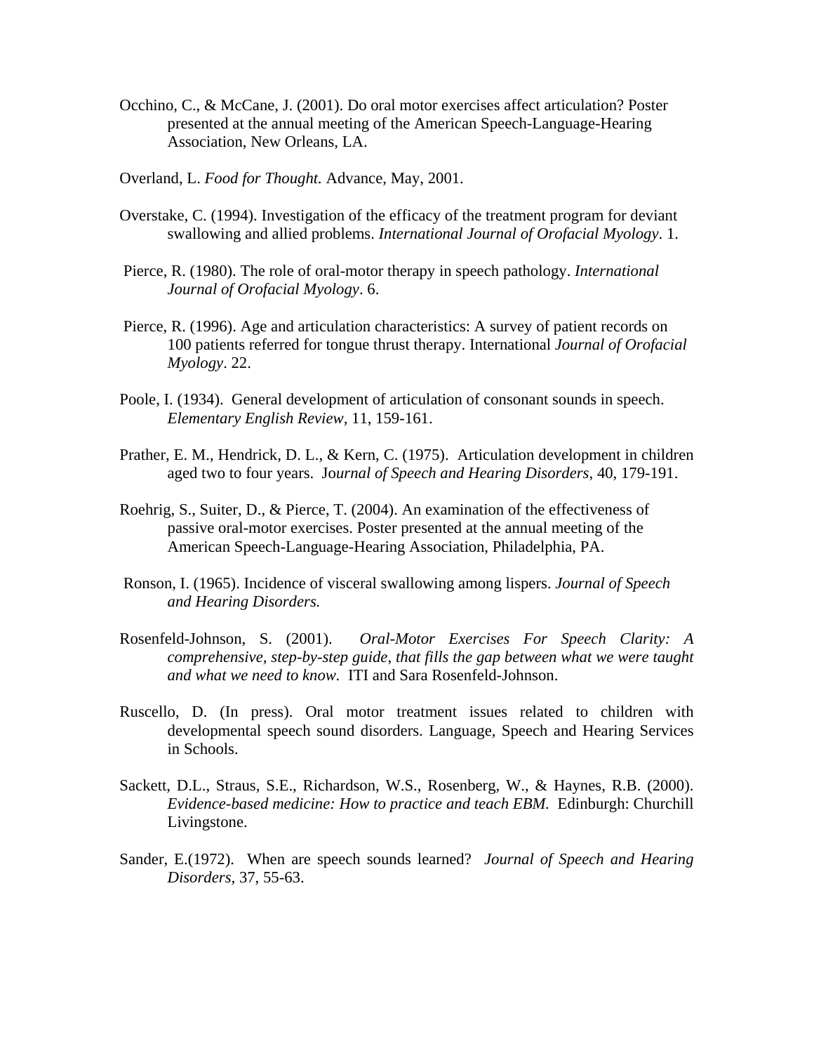Occhino, C., & McCane, J. (2001). Do oral motor exercises affect articulation? Poster presented at the annual meeting of the American Speech-Language-Hearing Association, New Orleans, LA.

Overland, L. *Food for Thought.* Advance, May, 2001.

Overstake, C. (1994). Investigation of the efficacy of the treatment program for deviant swallowing and allied problems. *International Journal of Orofacial Myology*. 1.

Pierce, R. (1980). The role of oral-motor therapy in speech pathology. *International Journal of Orofacial Myology*. 6.

Pierce, R. (1996). Age and articulation characteristics: A survey of patient records on 100 patients referred for tongue thrust therapy. International *Journal of Orofacial Myology*. 22.

Poole, I. (1934). General development of articulation of consonant sounds in speech. *Elementary English Review*, 11, 159-161.

Prather, E. M., Hendrick, D. L., & Kern, C. (1975). Articulation development in children aged two to four years. Jo*urnal of Speech and Hearing Disorders*, 40, 179-191.

Roehrig, S., Suiter, D., & Pierce, T. (2004). An examination of the effectiveness of passive oral-motor exercises. Poster presented at the annual meeting of the American Speech-Language-Hearing Association, Philadelphia, PA.

Ronson, I. (1965). Incidence of visceral swallowing among lispers. *Journal of Speech and Hearing Disorders.*

Rosenfeld-Johnson, S. (2001). *Oral-Motor Exercises For Speech Clarity: A comprehensive, step-by-step guide, that fills the gap between what we were taught and what we need to know.* ITI and Sara Rosenfeld-Johnson.

Ruscello, D. (In press). Oral motor treatment issues related to children with developmental speech sound disorders. Language, Speech and Hearing Services in Schools.

Sackett, D.L., Straus, S.E., Richardson, W.S., Rosenberg, W., & Haynes, R.B. (2000). *Evidence-based medicine: How to practice and teach EBM.* Edinburgh: Churchill Livingstone.

Sander, E.(1972). When are speech sounds learned? *Journal of Speech and Hearing Disorders*, 37, 55-63.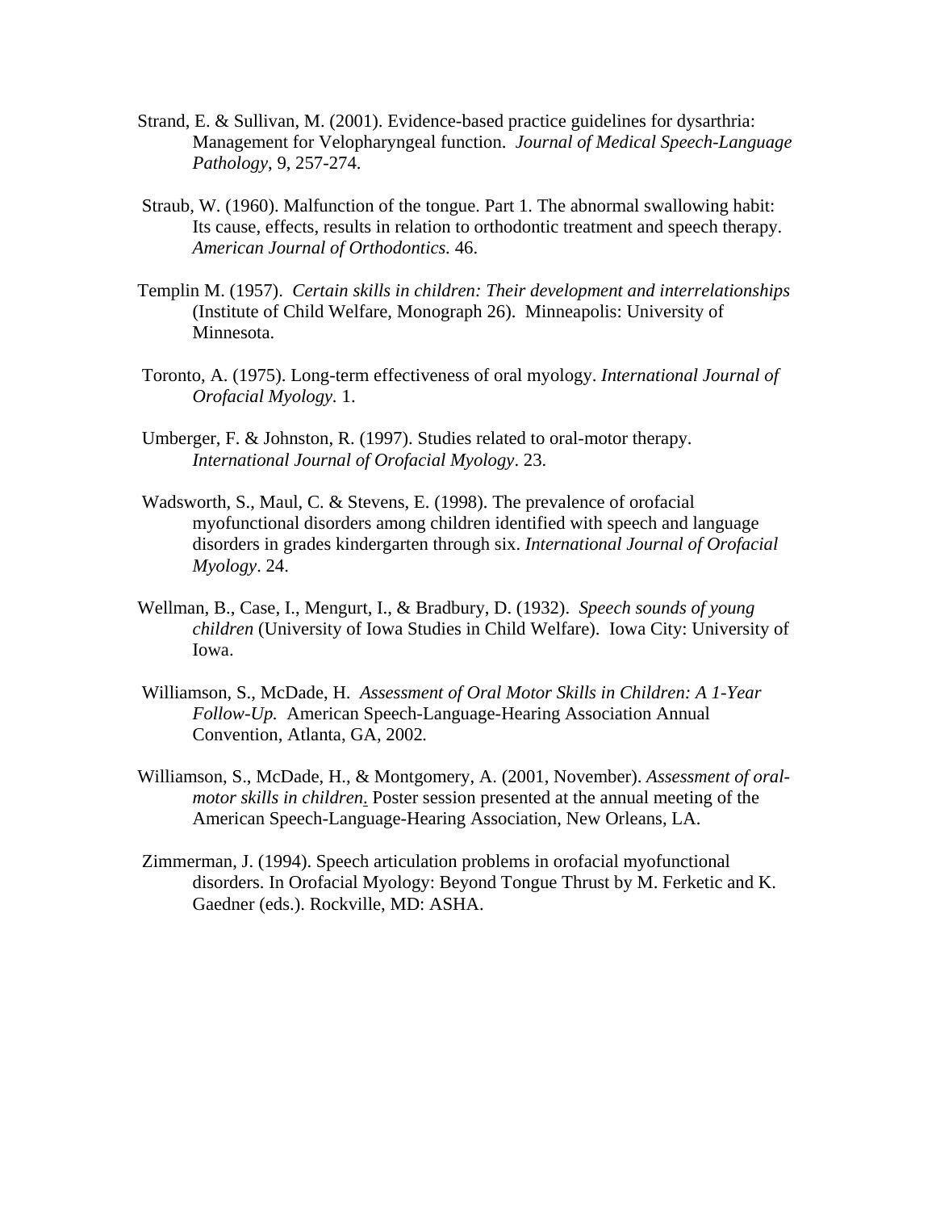Strand, E. & Sullivan, M. (2001). Evidence-based practice guidelines for dysarthria: Management for Velopharyngeal function. *Journal of Medical Speech-Language Pathology*, 9, 257-274.

Straub, W. (1960). Malfunction of the tongue. Part 1. The abnormal swallowing habit: Its cause, effects, results in relation to orthodontic treatment and speech therapy. *American Journal of Orthodontics.* 46.

Templin M. (1957). *Certain skills in children: Their development and interrelationships* (Institute of Child Welfare, Monograph 26). Minneapolis: University of Minnesota.

Toronto, A. (1975). Long-term effectiveness of oral myology. *International Journal of Orofacial Myology.* 1.

Umberger, F. & Johnston, R. (1997). Studies related to oral-motor therapy. *International Journal of Orofacial Myology*. 23.

Wadsworth, S., Maul, C. & Stevens, E. (1998). The prevalence of orofacial myofunctional disorders among children identified with speech and language disorders in grades kindergarten through six. *International Journal of Orofacial Myology*. 24.

Wellman, B., Case, I., Mengurt, I., & Bradbury, D. (1932). *Speech sounds of young children* (University of Iowa Studies in Child Welfare). Iowa City: University of Iowa.

Williamson, S., McDade, H. *Assessment of Oral Motor Skills in Children: A 1-Year Follow-Up.* American Speech-Language-Hearing Association Annual Convention, Atlanta, GA, 2002.

Williamson, S., McDade, H., & Montgomery, A. (2001, November). *Assessment of oral-motor skills in children*. Poster session presented at the annual meeting of the American Speech-Language-Hearing Association, New Orleans, LA.

Zimmerman, J. (1994). Speech articulation problems in orofacial myofunctional disorders. In Orofacial Myology: Beyond Tongue Thrust by M. Ferketic and K. Gaedner (eds.). Rockville, MD: ASHA.